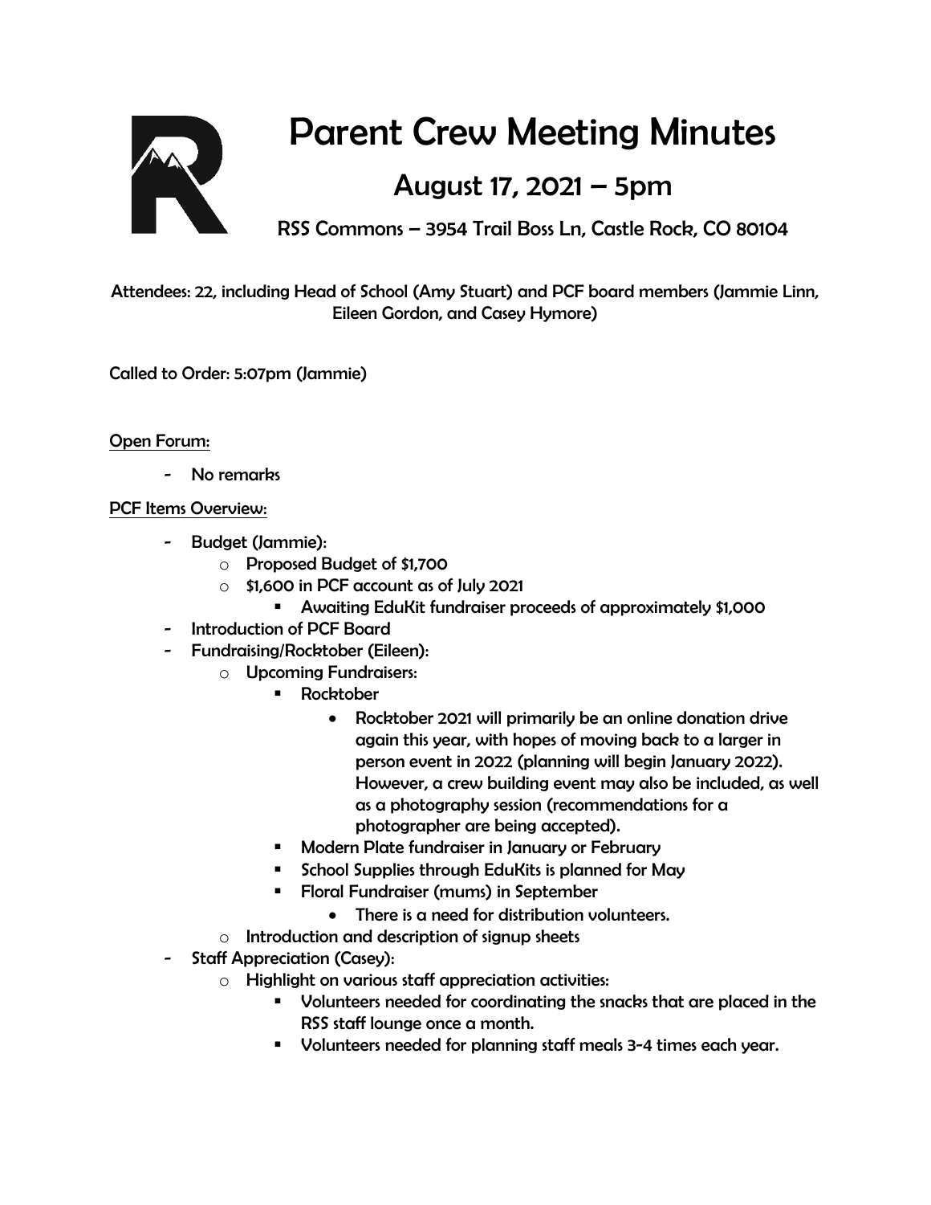# Parent Crew Meeting Minutes

## August 17, 2021 – 5pm

### RSS Commons – 3954 Trail Boss Ln, Castle Rock, CO 80104

Attendees: 22, including Head of School (Amy Stuart) and PCF board members (Jammie Linn, Eileen Gordon, and Casey Hymore)

Called to Order: 5:07pm (Jammie)

<u>Open Forum:</u>

- No remarks

<u>PCF Items Overview:</u>

- Budget (Jammie):
  - Proposed Budget of $1,700
  - $1,600 in PCF account as of July 2021
    - Awaiting EduKit fundraiser proceeds of approximately $1,000
- Introduction of PCF Board
- Fundraising/Rocktober (Eileen):
  - Upcoming Fundraisers:
    - Rocktober
      - Rocktober 2021 will primarily be an online donation drive again this year, with hopes of moving back to a larger in person event in 2022 (planning will begin January 2022). However, a crew building event may also be included, as well as a photography session (recommendations for a photographer are being accepted).
    - Modern Plate fundraiser in January or February
    - School Supplies through EduKits is planned for May
    - Floral Fundraiser (mums) in September
      - There is a need for distribution volunteers.
  - Introduction and description of signup sheets
- Staff Appreciation (Casey):
  - Highlight on various staff appreciation activities:
    - Volunteers needed for coordinating the snacks that are placed in the RSS staff lounge once a month.
    - Volunteers needed for planning staff meals 3-4 times each year.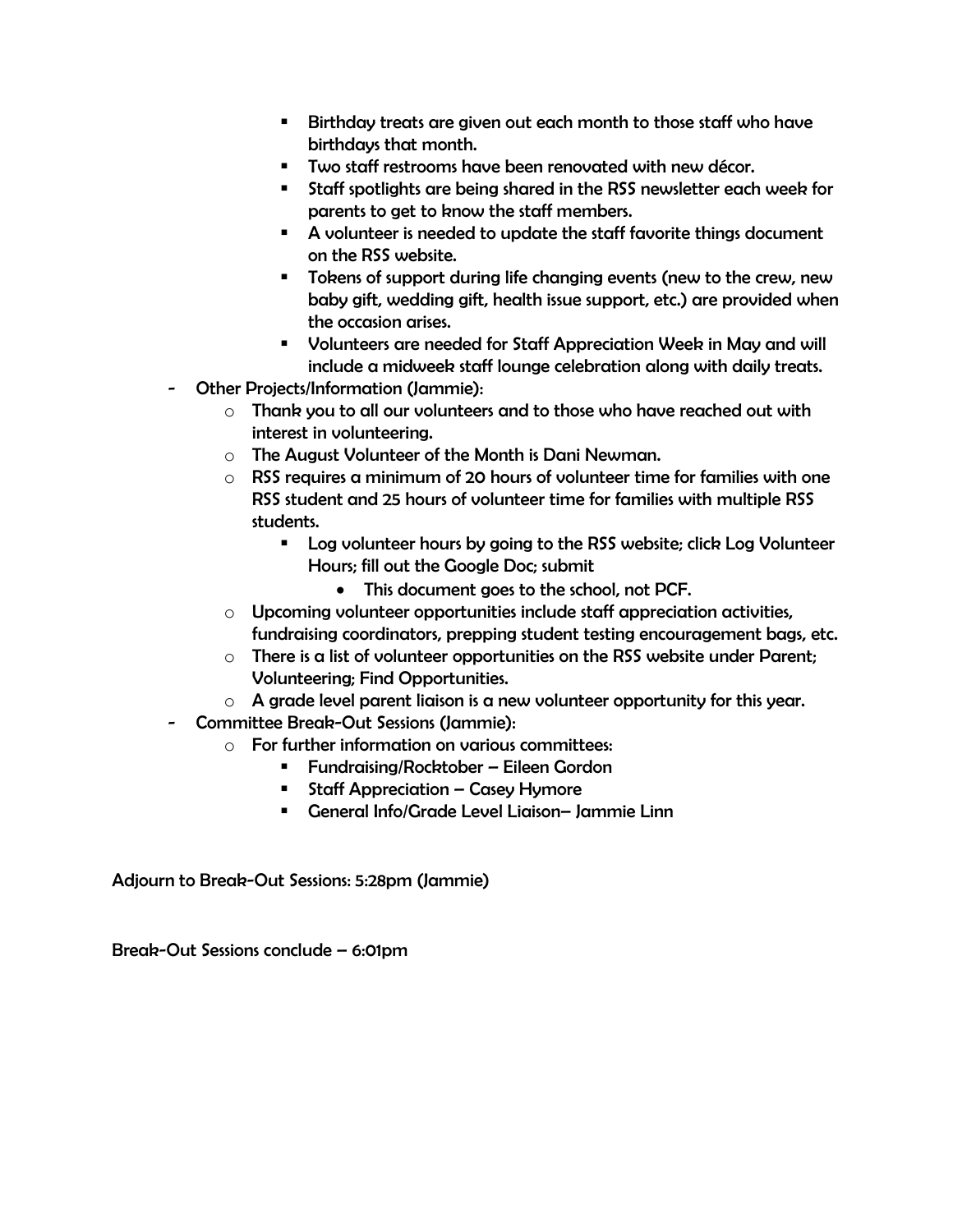- Birthday treats are given out each month to those staff who have birthdays that month.
        - Two staff restrooms have been renovated with new décor.
        - Staff spotlights are being shared in the RSS newsletter each week for parents to get to know the staff members.
        - A volunteer is needed to update the staff favorite things document on the RSS website.
        - Tokens of support during life changing events (new to the crew, new baby gift, wedding gift, health issue support, etc.) are provided when the occasion arises.
        - Volunteers are needed for Staff Appreciation Week in May and will include a midweek staff lounge celebration along with daily treats.
- Other Projects/Information (Jammie):
    - Thank you to all our volunteers and to those who have reached out with interest in volunteering.
    - The August Volunteer of the Month is Dani Newman.
    - RSS requires a minimum of 20 hours of volunteer time for families with one RSS student and 25 hours of volunteer time for families with multiple RSS students.
        - Log volunteer hours by going to the RSS website; click Log Volunteer Hours; fill out the Google Doc; submit
            - This document goes to the school, not PCF.
    - Upcoming volunteer opportunities include staff appreciation activities, fundraising coordinators, prepping student testing encouragement bags, etc.
    - There is a list of volunteer opportunities on the RSS website under Parent; Volunteering; Find Opportunities.
    - A grade level parent liaison is a new volunteer opportunity for this year.
- Committee Break-Out Sessions (Jammie):
    - For further information on various committees:
        - Fundraising/Rocktober – Eileen Gordon
        - Staff Appreciation – Casey Hymore
        - General Info/Grade Level Liaison– Jammie Linn

Adjourn to Break-Out Sessions: 5:28pm (Jammie)

Break-Out Sessions conclude – 6:01pm